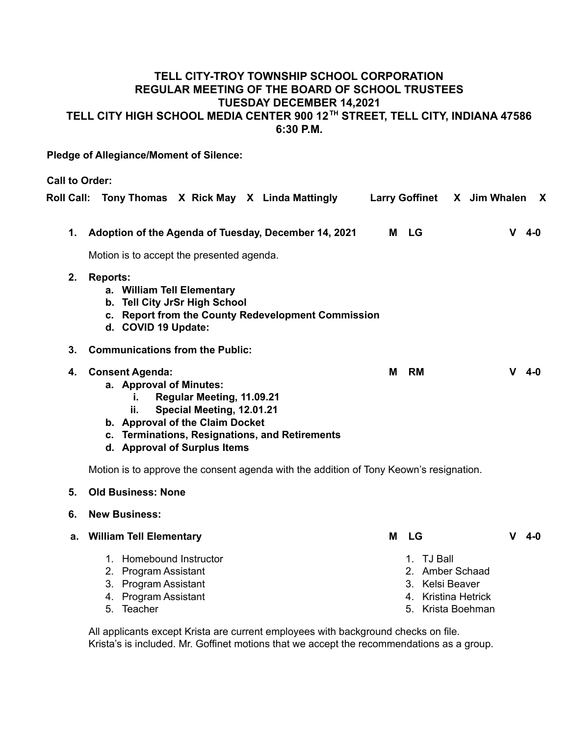# TELL CITY-TROY TOWNSHIP SCHOOL CORPORATION
## REGULAR MEETING OF THE BOARD OF SCHOOL TRUSTEES
## TUESDAY DECEMBER 14,2021
## TELL CITY HIGH SCHOOL MEDIA CENTER 900 12TH STREET, TELL CITY, INDIANA 47586
## 6:30 P.M.

**Pledge of Allegiance/Moment of Silence:**

**Call to Order:**

**Roll Call:** **Tony Thomas** X **Rick May** X **Linda Mattingly** **Larry Goffinet** X **Jim Whalen** X

1. **Adoption of the Agenda of Tuesday, December 14, 2021** **M LG** **V 4-0**

   Motion is to accept the presented agenda.

2. **Reports:**
   a. **William Tell Elementary**
   b. **Tell City JrSr High School**
   c. **Report from the County Redevelopment Commission**
   d. **COVID 19 Update:**

3. **Communications from the Public:**

4. **Consent Agenda:** **M RM** **V 4-0**
   a. **Approval of Minutes:**
      i. **Regular Meeting, 11.09.21**
      ii. **Special Meeting, 12.01.21**
   b. **Approval of the Claim Docket**
   c. **Terminations, Resignations, and Retirements**
   d. **Approval of Surplus Items**

   Motion is to approve the consent agenda with the addition of Tony Keown's resignation.

5. **Old Business: None**

6. **New Business:**

a. **William Tell Elementary** **M LG** **V 4-0**

| Position | Name |
|---|---|
| 1. Homebound Instructor | 1. TJ Ball |
| 2. Program Assistant | 2. Amber Schaad |
| 3. Program Assistant | 3. Kelsi Beaver |
| 4. Program Assistant | 4. Kristina Hetrick |
| 5. Teacher | 5. Krista Boehman |

All applicants except Krista are current employees with background checks on file. Krista's is included. Mr. Goffinet motions that we accept the recommendations as a group.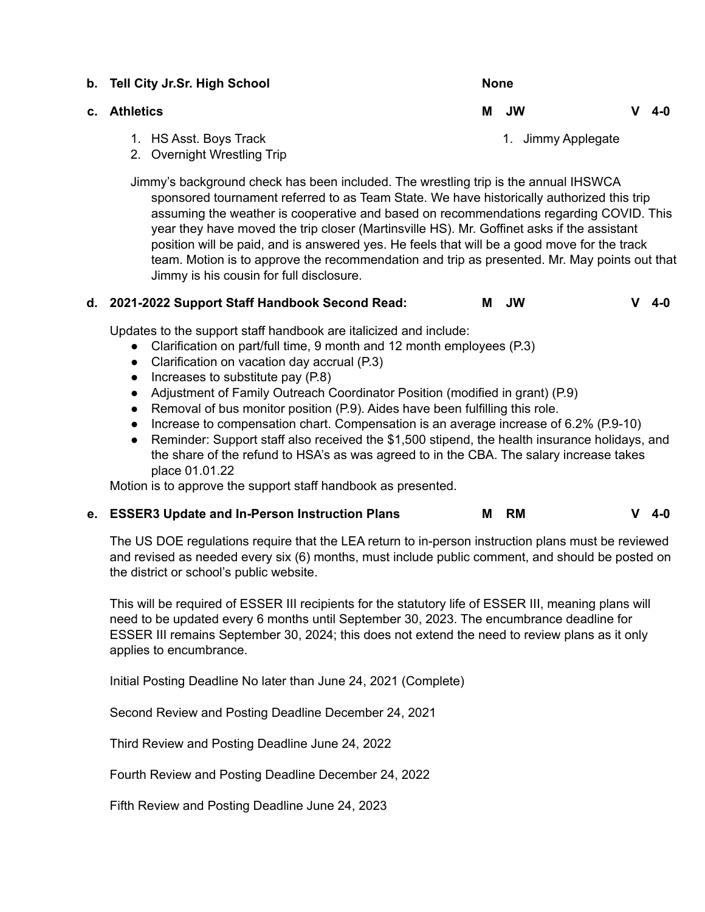**b. Tell City Jr.Sr. High School** **None**

**c. Athletics** **M JW** **V 4-0**

1. HS Asst. Boys Track
2. Overnight Wrestling Trip

1. Jimmy Applegate

Jimmy's background check has been included. The wrestling trip is the annual IHSWCA sponsored tournament referred to as Team State. We have historically authorized this trip assuming the weather is cooperative and based on recommendations regarding COVID. This year they have moved the trip closer (Martinsville HS). Mr. Goffinet asks if the assistant position will be paid, and is answered yes. He feels that will be a good move for the track team. Motion is to approve the recommendation and trip as presented. Mr. May points out that Jimmy is his cousin for full disclosure.

**d. 2021-2022 Support Staff Handbook Second Read:** **M JW** **V 4-0**

Updates to the support staff handbook are italicized and include:

- Clarification on part/full time, 9 month and 12 month employees (P.3)
- Clarification on vacation day accrual (P.3)
- Increases to substitute pay (P.8)
- Adjustment of Family Outreach Coordinator Position (modified in grant) (P.9)
- Removal of bus monitor position (P.9). Aides have been fulfilling this role.
- Increase to compensation chart. Compensation is an average increase of 6.2% (P.9-10)
- Reminder: Support staff also received the $1,500 stipend, the health insurance holidays, and the share of the refund to HSA's as was agreed to in the CBA. The salary increase takes place 01.01.22

Motion is to approve the support staff handbook as presented.

**e. ESSER3 Update and In-Person Instruction Plans** **M RM** **V 4-0**

The US DOE regulations require that the LEA return to in-person instruction plans must be reviewed and revised as needed every six (6) months, must include public comment, and should be posted on the district or school's public website.

This will be required of ESSER III recipients for the statutory life of ESSER III, meaning plans will need to be updated every 6 months until September 30, 2023. The encumbrance deadline for ESSER III remains September 30, 2024; this does not extend the need to review plans as it only applies to encumbrance.

Initial Posting Deadline No later than June 24, 2021 (Complete)

Second Review and Posting Deadline December 24, 2021

Third Review and Posting Deadline June 24, 2022

Fourth Review and Posting Deadline December 24, 2022

Fifth Review and Posting Deadline June 24, 2023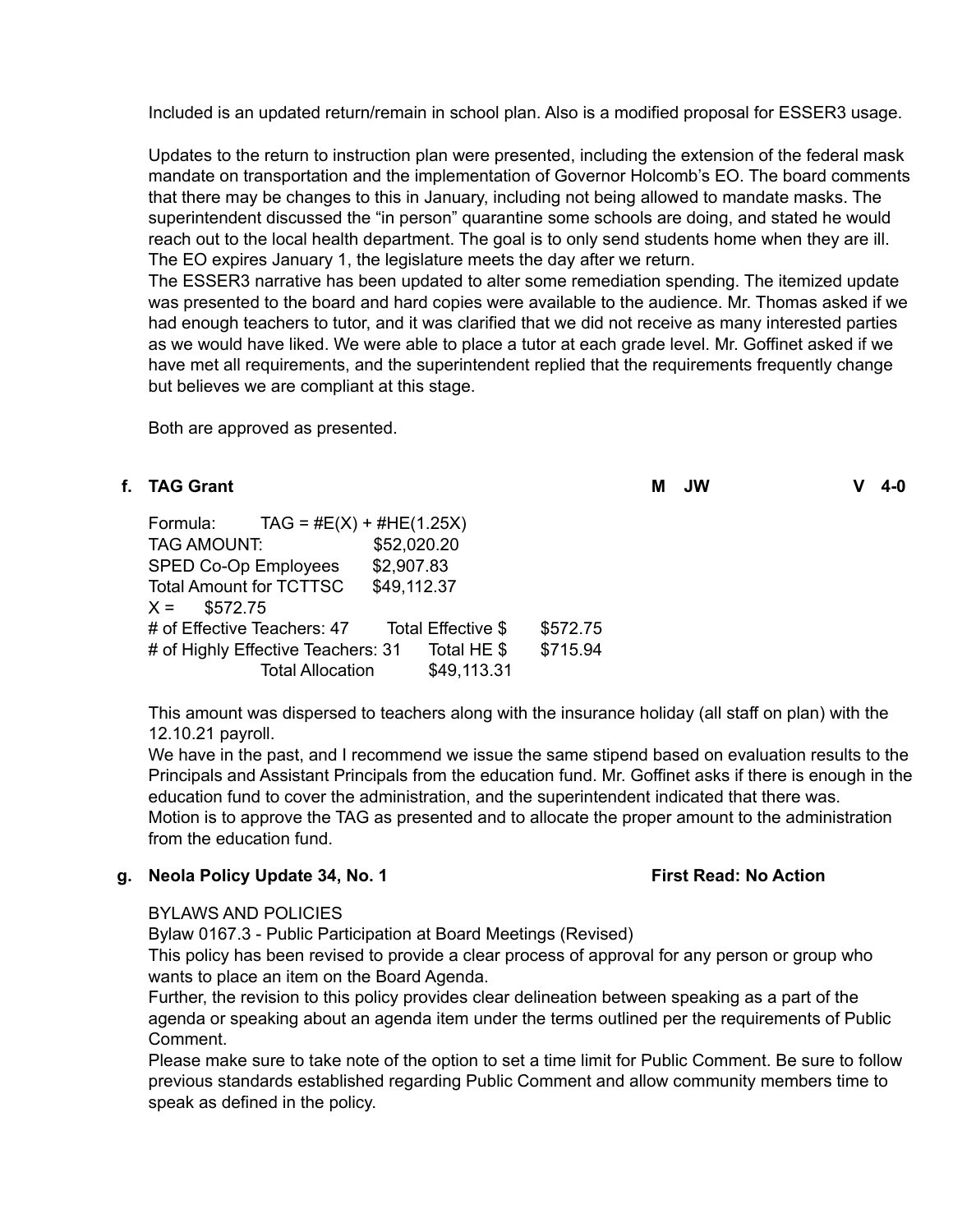Included is an updated return/remain in school plan. Also is a modified proposal for ESSER3 usage.

Updates to the return to instruction plan were presented, including the extension of the federal mask mandate on transportation and the implementation of Governor Holcomb's EO. The board comments that there may be changes to this in January, including not being allowed to mandate masks. The superintendent discussed the "in person" quarantine some schools are doing, and stated he would reach out to the local health department. The goal is to only send students home when they are ill. The EO expires January 1, the legislature meets the day after we return.
The ESSER3 narrative has been updated to alter some remediation spending. The itemized update was presented to the board and hard copies were available to the audience. Mr. Thomas asked if we had enough teachers to tutor, and it was clarified that we did not receive as many interested parties as we would have liked. We were able to place a tutor at each grade level. Mr. Goffinet asked if we have met all requirements, and the superintendent replied that the requirements frequently change but believes we are compliant at this stage.

Both are approved as presented.

**f. TAG Grant** **M JW** **V 4-0**

Formula: TAG = #E(X) + #HE(1.25X)
TAG AMOUNT: $52,020.20
SPED Co-Op Employees $2,907.83
Total Amount for TCTTSC $49,112.37
X = $572.75

| | | | |
|---|---|---|---|
| # of Effective Teachers: 47 | | Total Effective $ | $572.75 |
| # of Highly Effective Teachers: 31 | | Total HE $ | $715.94 |
| | Total Allocation | $49,113.31 | |

This amount was dispersed to teachers along with the insurance holiday (all staff on plan) with the 12.10.21 payroll.
We have in the past, and I recommend we issue the same stipend based on evaluation results to the Principals and Assistant Principals from the education fund. Mr. Goffinet asks if there is enough in the education fund to cover the administration, and the superintendent indicated that there was.
Motion is to approve the TAG as presented and to allocate the proper amount to the administration from the education fund.

**g. Neola Policy Update 34, No. 1** **First Read: No Action**

BYLAWS AND POLICIES
Bylaw 0167.3 - Public Participation at Board Meetings (Revised)
This policy has been revised to provide a clear process of approval for any person or group who wants to place an item on the Board Agenda.
Further, the revision to this policy provides clear delineation between speaking as a part of the agenda or speaking about an agenda item under the terms outlined per the requirements of Public Comment.
Please make sure to take note of the option to set a time limit for Public Comment. Be sure to follow previous standards established regarding Public Comment and allow community members time to speak as defined in the policy.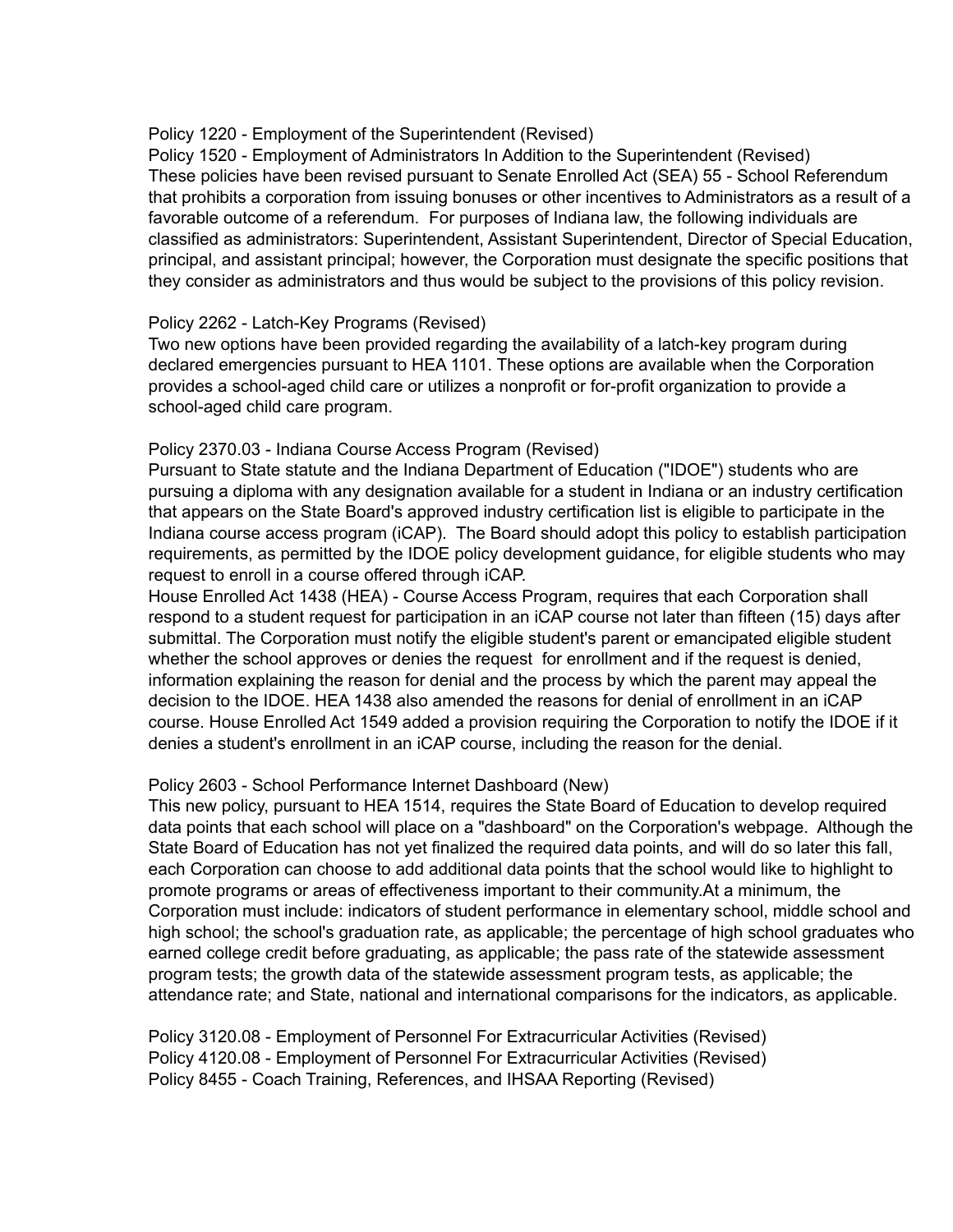Policy 1220 - Employment of the Superintendent (Revised)
Policy 1520 - Employment of Administrators In Addition to the Superintendent (Revised)
These policies have been revised pursuant to Senate Enrolled Act (SEA) 55 - School Referendum that prohibits a corporation from issuing bonuses or other incentives to Administrators as a result of a favorable outcome of a referendum. For purposes of Indiana law, the following individuals are classified as administrators: Superintendent, Assistant Superintendent, Director of Special Education, principal, and assistant principal; however, the Corporation must designate the specific positions that they consider as administrators and thus would be subject to the provisions of this policy revision.

Policy 2262 - Latch-Key Programs (Revised)
Two new options have been provided regarding the availability of a latch-key program during declared emergencies pursuant to HEA 1101. These options are available when the Corporation provides a school-aged child care or utilizes a nonprofit or for-profit organization to provide a school-aged child care program.

Policy 2370.03 - Indiana Course Access Program (Revised)
Pursuant to State statute and the Indiana Department of Education ("IDOE") students who are pursuing a diploma with any designation available for a student in Indiana or an industry certification that appears on the State Board's approved industry certification list is eligible to participate in the Indiana course access program (iCAP). The Board should adopt this policy to establish participation requirements, as permitted by the IDOE policy development guidance, for eligible students who may request to enroll in a course offered through iCAP.
House Enrolled Act 1438 (HEA) - Course Access Program, requires that each Corporation shall respond to a student request for participation in an iCAP course not later than fifteen (15) days after submittal. The Corporation must notify the eligible student's parent or emancipated eligible student whether the school approves or denies the request for enrollment and if the request is denied, information explaining the reason for denial and the process by which the parent may appeal the decision to the IDOE. HEA 1438 also amended the reasons for denial of enrollment in an iCAP course. House Enrolled Act 1549 added a provision requiring the Corporation to notify the IDOE if it denies a student's enrollment in an iCAP course, including the reason for the denial.

Policy 2603 - School Performance Internet Dashboard (New)
This new policy, pursuant to HEA 1514, requires the State Board of Education to develop required data points that each school will place on a "dashboard" on the Corporation's webpage. Although the State Board of Education has not yet finalized the required data points, and will do so later this fall, each Corporation can choose to add additional data points that the school would like to highlight to promote programs or areas of effectiveness important to their community.At a minimum, the Corporation must include: indicators of student performance in elementary school, middle school and high school; the school's graduation rate, as applicable; the percentage of high school graduates who earned college credit before graduating, as applicable; the pass rate of the statewide assessment program tests; the growth data of the statewide assessment program tests, as applicable; the attendance rate; and State, national and international comparisons for the indicators, as applicable.

Policy 3120.08 - Employment of Personnel For Extracurricular Activities (Revised)
Policy 4120.08 - Employment of Personnel For Extracurricular Activities (Revised)
Policy 8455 - Coach Training, References, and IHSAA Reporting (Revised)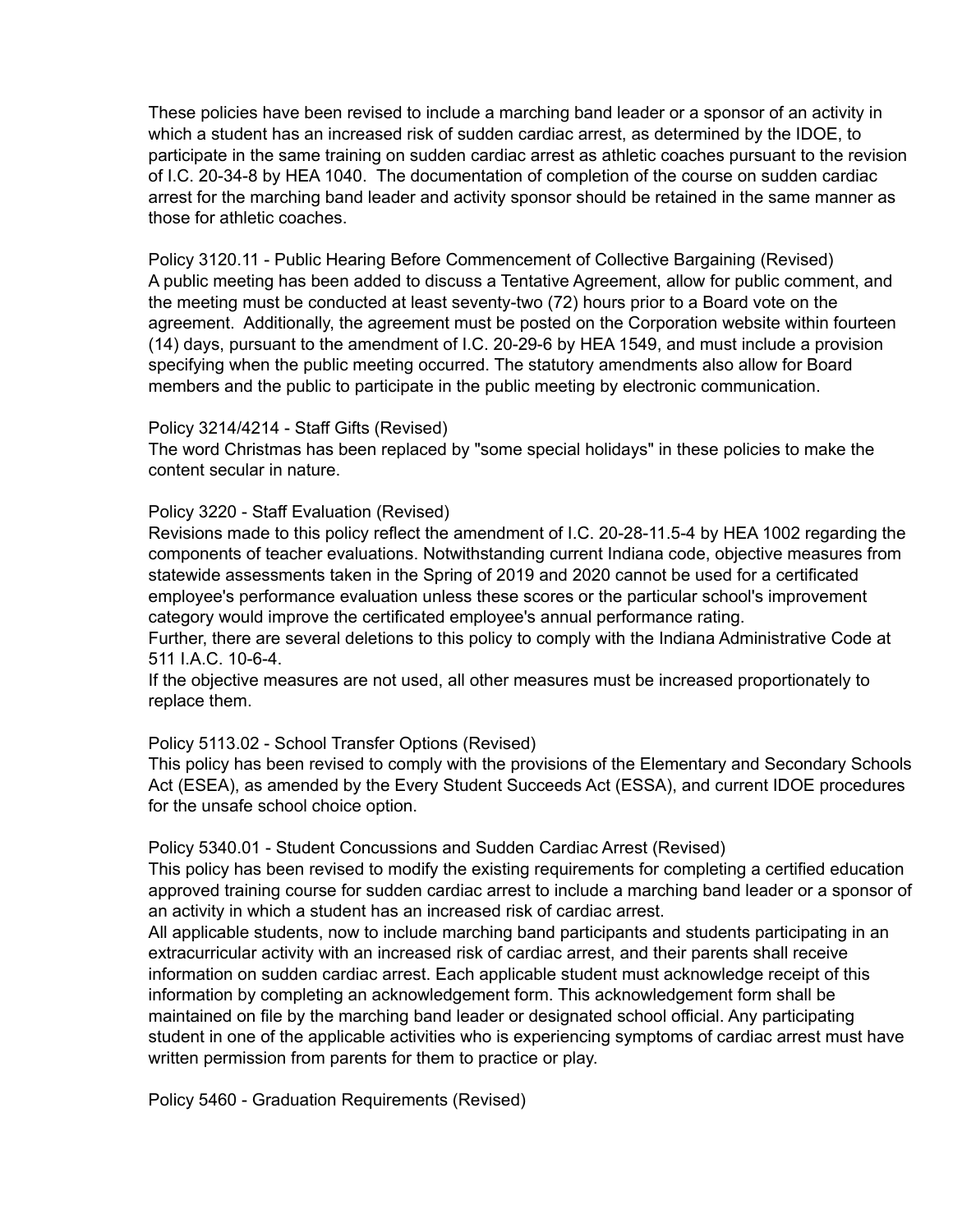These policies have been revised to include a marching band leader or a sponsor of an activity in which a student has an increased risk of sudden cardiac arrest, as determined by the IDOE, to participate in the same training on sudden cardiac arrest as athletic coaches pursuant to the revision of I.C. 20-34-8 by HEA 1040. The documentation of completion of the course on sudden cardiac arrest for the marching band leader and activity sponsor should be retained in the same manner as those for athletic coaches.

Policy 3120.11 - Public Hearing Before Commencement of Collective Bargaining (Revised)
A public meeting has been added to discuss a Tentative Agreement, allow for public comment, and the meeting must be conducted at least seventy-two (72) hours prior to a Board vote on the agreement. Additionally, the agreement must be posted on the Corporation website within fourteen (14) days, pursuant to the amendment of I.C. 20-29-6 by HEA 1549, and must include a provision specifying when the public meeting occurred. The statutory amendments also allow for Board members and the public to participate in the public meeting by electronic communication.

Policy 3214/4214 - Staff Gifts (Revised)
The word Christmas has been replaced by "some special holidays" in these policies to make the content secular in nature.

Policy 3220 - Staff Evaluation (Revised)
Revisions made to this policy reflect the amendment of I.C. 20-28-11.5-4 by HEA 1002 regarding the components of teacher evaluations. Notwithstanding current Indiana code, objective measures from statewide assessments taken in the Spring of 2019 and 2020 cannot be used for a certificated employee's performance evaluation unless these scores or the particular school's improvement category would improve the certificated employee's annual performance rating.
Further, there are several deletions to this policy to comply with the Indiana Administrative Code at 511 I.A.C. 10-6-4.
If the objective measures are not used, all other measures must be increased proportionately to replace them.

Policy 5113.02 - School Transfer Options (Revised)
This policy has been revised to comply with the provisions of the Elementary and Secondary Schools Act (ESEA), as amended by the Every Student Succeeds Act (ESSA), and current IDOE procedures for the unsafe school choice option.

Policy 5340.01 - Student Concussions and Sudden Cardiac Arrest (Revised)
This policy has been revised to modify the existing requirements for completing a certified education approved training course for sudden cardiac arrest to include a marching band leader or a sponsor of an activity in which a student has an increased risk of cardiac arrest.
All applicable students, now to include marching band participants and students participating in an extracurricular activity with an increased risk of cardiac arrest, and their parents shall receive information on sudden cardiac arrest. Each applicable student must acknowledge receipt of this information by completing an acknowledgement form. This acknowledgement form shall be maintained on file by the marching band leader or designated school official. Any participating student in one of the applicable activities who is experiencing symptoms of cardiac arrest must have written permission from parents for them to practice or play.

Policy 5460 - Graduation Requirements (Revised)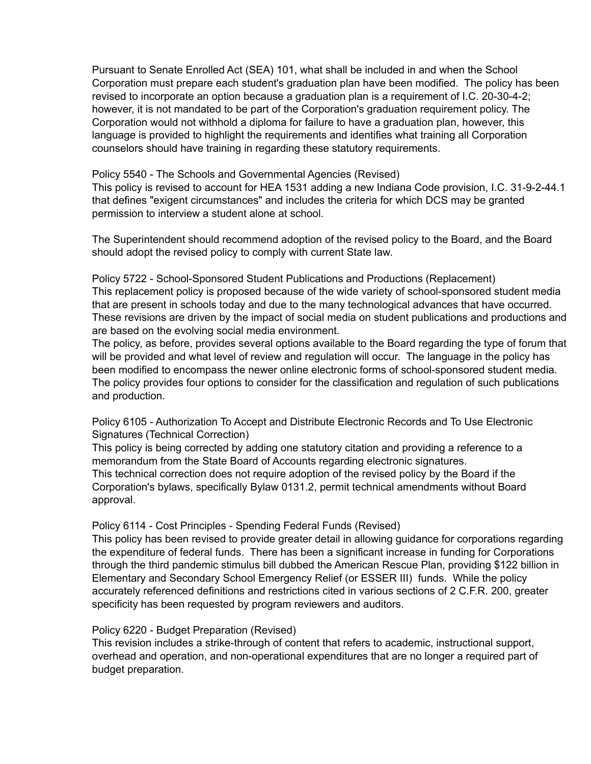Pursuant to Senate Enrolled Act (SEA) 101, what shall be included in and when the School Corporation must prepare each student's graduation plan have been modified. The policy has been revised to incorporate an option because a graduation plan is a requirement of I.C. 20-30-4-2; however, it is not mandated to be part of the Corporation's graduation requirement policy. The Corporation would not withhold a diploma for failure to have a graduation plan, however, this language is provided to highlight the requirements and identifies what training all Corporation counselors should have training in regarding these statutory requirements.

Policy 5540 - The Schools and Governmental Agencies (Revised)
This policy is revised to account for HEA 1531 adding a new Indiana Code provision, I.C. 31-9-2-44.1 that defines "exigent circumstances" and includes the criteria for which DCS may be granted permission to interview a student alone at school.

The Superintendent should recommend adoption of the revised policy to the Board, and the Board should adopt the revised policy to comply with current State law.

Policy 5722 - School-Sponsored Student Publications and Productions (Replacement)
This replacement policy is proposed because of the wide variety of school-sponsored student media that are present in schools today and due to the many technological advances that have occurred. These revisions are driven by the impact of social media on student publications and productions and are based on the evolving social media environment.
The policy, as before, provides several options available to the Board regarding the type of forum that will be provided and what level of review and regulation will occur. The language in the policy has been modified to encompass the newer online electronic forms of school-sponsored student media. The policy provides four options to consider for the classification and regulation of such publications and production.

Policy 6105 - Authorization To Accept and Distribute Electronic Records and To Use Electronic Signatures (Technical Correction)
This policy is being corrected by adding one statutory citation and providing a reference to a memorandum from the State Board of Accounts regarding electronic signatures.
This technical correction does not require adoption of the revised policy by the Board if the Corporation's bylaws, specifically Bylaw 0131.2, permit technical amendments without Board approval.

Policy 6114 - Cost Principles - Spending Federal Funds (Revised)
This policy has been revised to provide greater detail in allowing guidance for corporations regarding the expenditure of federal funds. There has been a significant increase in funding for Corporations through the third pandemic stimulus bill dubbed the American Rescue Plan, providing $122 billion in Elementary and Secondary School Emergency Relief (or ESSER III) funds. While the policy accurately referenced definitions and restrictions cited in various sections of 2 C.F.R. 200, greater specificity has been requested by program reviewers and auditors.

Policy 6220 - Budget Preparation (Revised)
This revision includes a strike-through of content that refers to academic, instructional support, overhead and operation, and non-operational expenditures that are no longer a required part of budget preparation.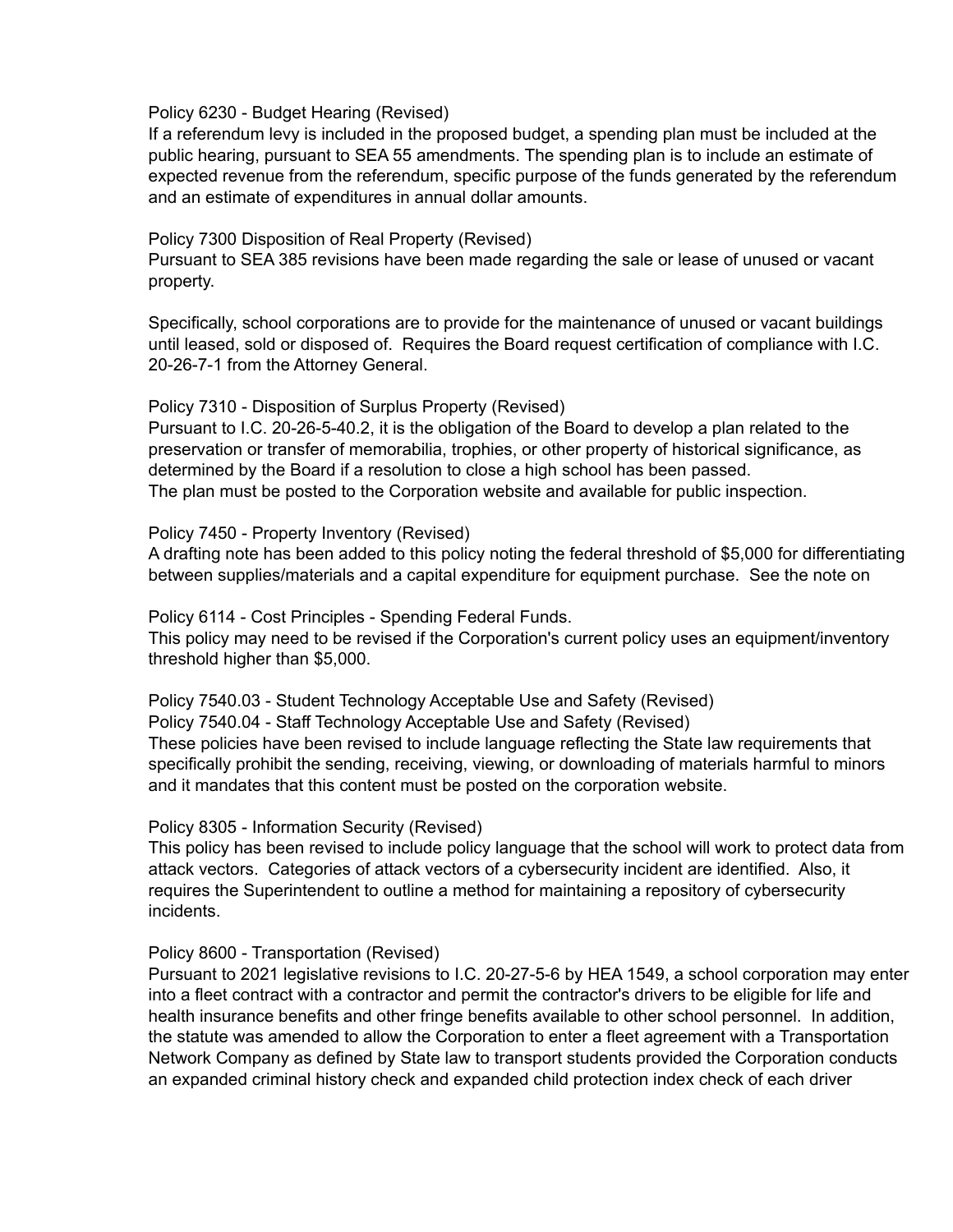Policy 6230 - Budget Hearing (Revised)
If a referendum levy is included in the proposed budget, a spending plan must be included at the public hearing, pursuant to SEA 55 amendments. The spending plan is to include an estimate of expected revenue from the referendum, specific purpose of the funds generated by the referendum and an estimate of expenditures in annual dollar amounts.

Policy 7300 Disposition of Real Property (Revised)
Pursuant to SEA 385 revisions have been made regarding the sale or lease of unused or vacant property.

Specifically, school corporations are to provide for the maintenance of unused or vacant buildings until leased, sold or disposed of. Requires the Board request certification of compliance with I.C. 20-26-7-1 from the Attorney General.

Policy 7310 - Disposition of Surplus Property (Revised)
Pursuant to I.C. 20-26-5-40.2, it is the obligation of the Board to develop a plan related to the preservation or transfer of memorabilia, trophies, or other property of historical significance, as determined by the Board if a resolution to close a high school has been passed.
The plan must be posted to the Corporation website and available for public inspection.

Policy 7450 - Property Inventory (Revised)
A drafting note has been added to this policy noting the federal threshold of $5,000 for differentiating between supplies/materials and a capital expenditure for equipment purchase. See the note on

Policy 6114 - Cost Principles - Spending Federal Funds.
This policy may need to be revised if the Corporation's current policy uses an equipment/inventory threshold higher than $5,000.

Policy 7540.03 - Student Technology Acceptable Use and Safety (Revised)
Policy 7540.04 - Staff Technology Acceptable Use and Safety (Revised)
These policies have been revised to include language reflecting the State law requirements that specifically prohibit the sending, receiving, viewing, or downloading of materials harmful to minors and it mandates that this content must be posted on the corporation website.

Policy 8305 - Information Security (Revised)
This policy has been revised to include policy language that the school will work to protect data from attack vectors. Categories of attack vectors of a cybersecurity incident are identified. Also, it requires the Superintendent to outline a method for maintaining a repository of cybersecurity incidents.

Policy 8600 - Transportation (Revised)
Pursuant to 2021 legislative revisions to I.C. 20-27-5-6 by HEA 1549, a school corporation may enter into a fleet contract with a contractor and permit the contractor's drivers to be eligible for life and health insurance benefits and other fringe benefits available to other school personnel. In addition, the statute was amended to allow the Corporation to enter a fleet agreement with a Transportation Network Company as defined by State law to transport students provided the Corporation conducts an expanded criminal history check and expanded child protection index check of each driver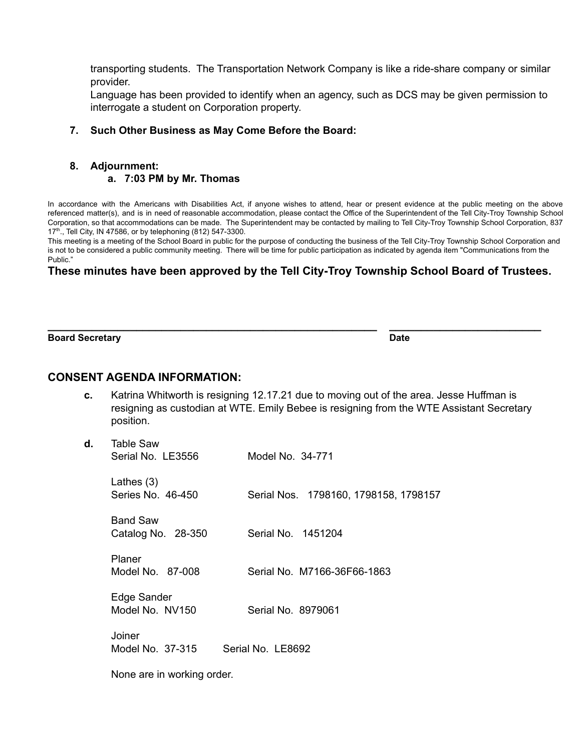transporting students. The Transportation Network Company is like a ride-share company or similar provider.
Language has been provided to identify when an agency, such as DCS may be given permission to interrogate a student on Corporation property.

**7. Such Other Business as May Come Before the Board:**

**8. Adjournment:**

**a. 7:03 PM by Mr. Thomas**

In accordance with the Americans with Disabilities Act, if anyone wishes to attend, hear or present evidence at the public meeting on the above referenced matter(s), and is in need of reasonable accommodation, please contact the Office of the Superintendent of the Tell City-Troy Township School Corporation, so that accommodations can be made. The Superintendent may be contacted by mailing to Tell City-Troy Township School Corporation, 837 17th., Tell City, IN 47586, or by telephoning (812) 547-3300.
This meeting is a meeting of the School Board in public for the purpose of conducting the business of the Tell City-Troy Township School Corporation and is not to be considered a public community meeting. There will be time for public participation as indicated by agenda item "Communications from the Public."

**These minutes have been approved by the Tell City-Troy Township School Board of Trustees.**

_______________________________________________ ____________________

**Board Secretary** **Date**

## CONSENT AGENDA INFORMATION:

**c.** Katrina Whitworth is resigning 12.17.21 due to moving out of the area. Jesse Huffman is resigning as custodian at WTE. Emily Bebee is resigning from the WTE Assistant Secretary position.

**d.** Table Saw
Serial No. LE3556 Model No. 34-771

Lathes (3)
Series No. 46-450 Serial Nos. 1798160, 1798158, 1798157

Band Saw
Catalog No. 28-350 Serial No. 1451204

Planer
Model No. 87-008 Serial No. M7166-36F66-1863

Edge Sander
Model No. NV150 Serial No. 8979061

Joiner
Model No. 37-315 Serial No. LE8692

None are in working order.